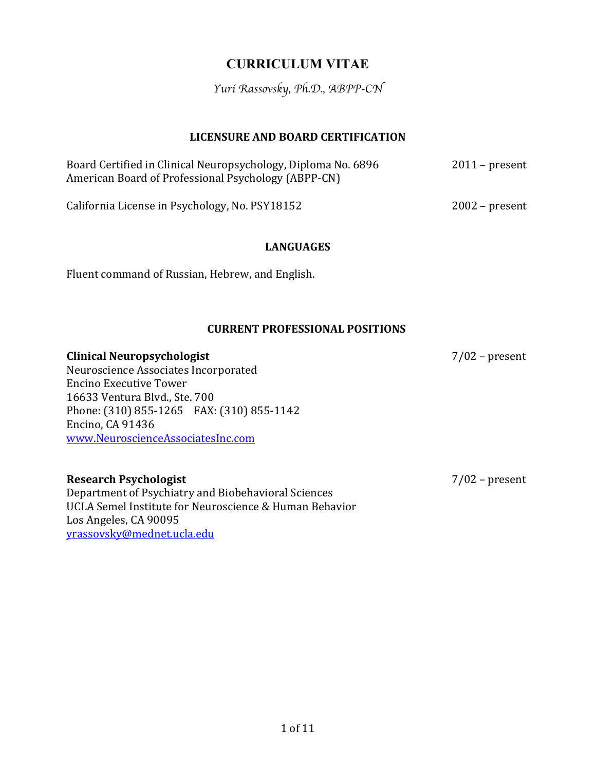# CURRICULUM VITAE

*Yuri Rassovsky, Ph.D., ABPP-CN*

## LICENSURE AND BOARD CERTIFICATION

Board Certified in Clinical Neuropsychology, Diploma No. 6896 — 2011 – present
American Board of Professional Psychology (ABPP-CN)

California License in Psychology, No. PSY18152 — 2002 – present

## LANGUAGES

Fluent command of Russian, Hebrew, and English.

## CURRENT PROFESSIONAL POSITIONS

**Clinical Neuropsychologist** — 7/02 – present
Neuroscience Associates Incorporated
Encino Executive Tower
16633 Ventura Blvd., Ste. 700
Phone: (310) 855-1265 FAX: (310) 855-1142
Encino, CA 91436
www.NeuroscienceAssociatesInc.com

**Research Psychologist** — 7/02 – present
Department of Psychiatry and Biobehavioral Sciences
UCLA Semel Institute for Neuroscience & Human Behavior
Los Angeles, CA 90095
yrassovsky@mednet.ucla.edu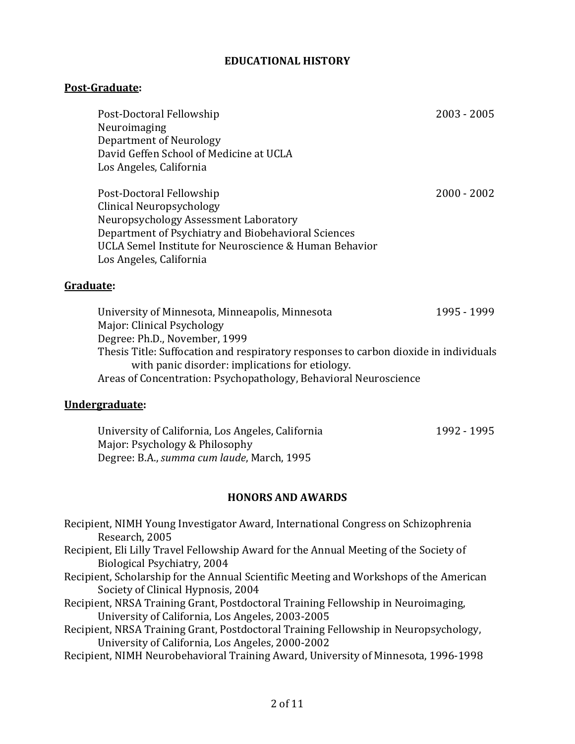## EDUCATIONAL HISTORY

### Post-Graduate:

Post-Doctoral Fellowship — 2003 - 2005
Neuroimaging
Department of Neurology
David Geffen School of Medicine at UCLA
Los Angeles, California

Post-Doctoral Fellowship — 2000 - 2002
Clinical Neuropsychology
Neuropsychology Assessment Laboratory
Department of Psychiatry and Biobehavioral Sciences
UCLA Semel Institute for Neuroscience & Human Behavior
Los Angeles, California

### Graduate:

University of Minnesota, Minneapolis, Minnesota — 1995 - 1999
Major: Clinical Psychology
Degree: Ph.D., November, 1999
Thesis Title: Suffocation and respiratory responses to carbon dioxide in individuals with panic disorder: implications for etiology.
Areas of Concentration: Psychopathology, Behavioral Neuroscience

### Undergraduate:

University of California, Los Angeles, California — 1992 - 1995
Major: Psychology & Philosophy
Degree: B.A., *summa cum laude*, March, 1995

## HONORS AND AWARDS

Recipient, NIMH Young Investigator Award, International Congress on Schizophrenia Research, 2005
Recipient, Eli Lilly Travel Fellowship Award for the Annual Meeting of the Society of Biological Psychiatry, 2004
Recipient, Scholarship for the Annual Scientific Meeting and Workshops of the American Society of Clinical Hypnosis, 2004
Recipient, NRSA Training Grant, Postdoctoral Training Fellowship in Neuroimaging, University of California, Los Angeles, 2003-2005
Recipient, NRSA Training Grant, Postdoctoral Training Fellowship in Neuropsychology, University of California, Los Angeles, 2000-2002
Recipient, NIMH Neurobehavioral Training Award, University of Minnesota, 1996-1998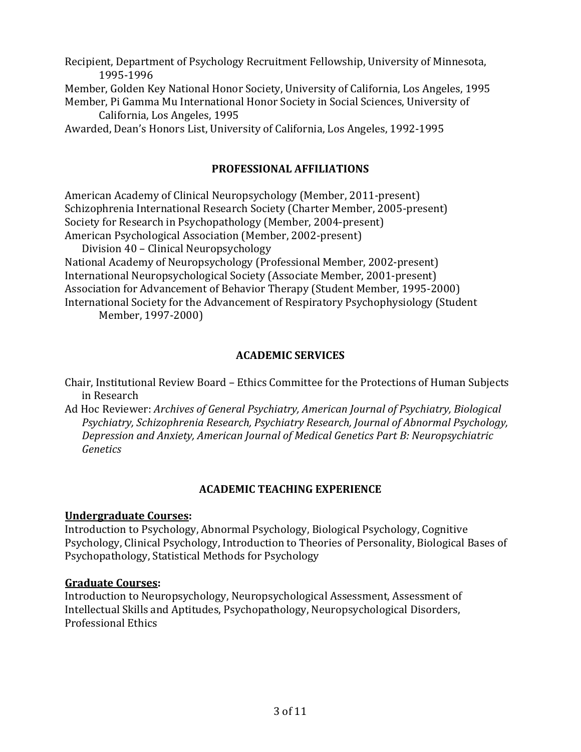Recipient, Department of Psychology Recruitment Fellowship, University of Minnesota, 1995-1996

Member, Golden Key National Honor Society, University of California, Los Angeles, 1995

Member, Pi Gamma Mu International Honor Society in Social Sciences, University of California, Los Angeles, 1995

Awarded, Dean's Honors List, University of California, Los Angeles, 1992-1995

## PROFESSIONAL AFFILIATIONS

American Academy of Clinical Neuropsychology (Member, 2011-present)

Schizophrenia International Research Society (Charter Member, 2005-present)

Society for Research in Psychopathology (Member, 2004-present)

American Psychological Association (Member, 2002-present)

  Division 40 – Clinical Neuropsychology

National Academy of Neuropsychology (Professional Member, 2002-present)

International Neuropsychological Society (Associate Member, 2001-present)

Association for Advancement of Behavior Therapy (Student Member, 1995-2000)

International Society for the Advancement of Respiratory Psychophysiology (Student Member, 1997-2000)

## ACADEMIC SERVICES

Chair, Institutional Review Board – Ethics Committee for the Protections of Human Subjects in Research

Ad Hoc Reviewer: *Archives of General Psychiatry, American Journal of Psychiatry, Biological Psychiatry, Schizophrenia Research, Psychiatry Research, Journal of Abnormal Psychology, Depression and Anxiety, American Journal of Medical Genetics Part B: Neuropsychiatric Genetics*

## ACADEMIC TEACHING EXPERIENCE

**Undergraduate Courses:**

Introduction to Psychology, Abnormal Psychology, Biological Psychology, Cognitive Psychology, Clinical Psychology, Introduction to Theories of Personality, Biological Bases of Psychopathology, Statistical Methods for Psychology

**Graduate Courses:**

Introduction to Neuropsychology, Neuropsychological Assessment, Assessment of Intellectual Skills and Aptitudes, Psychopathology, Neuropsychological Disorders, Professional Ethics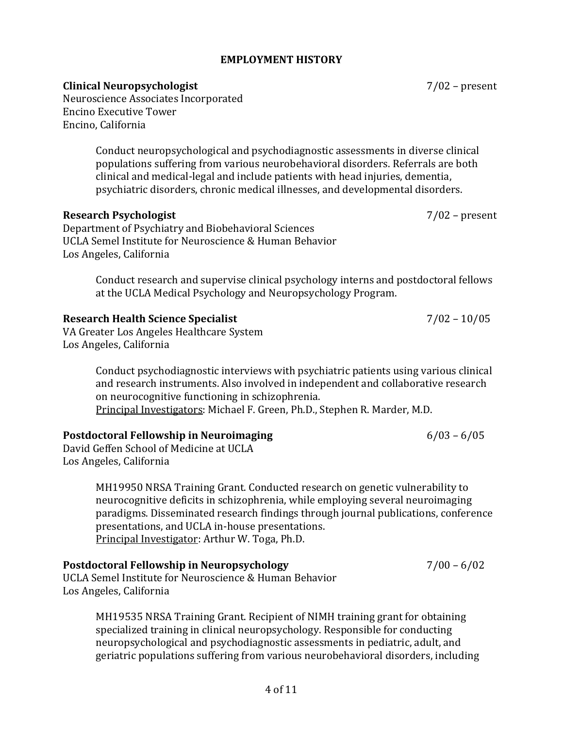## EMPLOYMENT HISTORY

**Clinical Neuropsychologist** 7/02 – present
Neuroscience Associates Incorporated
Encino Executive Tower
Encino, California

Conduct neuropsychological and psychodiagnostic assessments in diverse clinical populations suffering from various neurobehavioral disorders. Referrals are both clinical and medical-legal and include patients with head injuries, dementia, psychiatric disorders, chronic medical illnesses, and developmental disorders.

**Research Psychologist** 7/02 – present
Department of Psychiatry and Biobehavioral Sciences
UCLA Semel Institute for Neuroscience & Human Behavior
Los Angeles, California

Conduct research and supervise clinical psychology interns and postdoctoral fellows at the UCLA Medical Psychology and Neuropsychology Program.

**Research Health Science Specialist** 7/02 – 10/05
VA Greater Los Angeles Healthcare System
Los Angeles, California

Conduct psychodiagnostic interviews with psychiatric patients using various clinical and research instruments. Also involved in independent and collaborative research on neurocognitive functioning in schizophrenia.
Principal Investigators: Michael F. Green, Ph.D., Stephen R. Marder, M.D.

**Postdoctoral Fellowship in Neuroimaging** 6/03 – 6/05
David Geffen School of Medicine at UCLA
Los Angeles, California

MH19950 NRSA Training Grant. Conducted research on genetic vulnerability to neurocognitive deficits in schizophrenia, while employing several neuroimaging paradigms. Disseminated research findings through journal publications, conference presentations, and UCLA in-house presentations.
Principal Investigator: Arthur W. Toga, Ph.D.

**Postdoctoral Fellowship in Neuropsychology** 7/00 – 6/02
UCLA Semel Institute for Neuroscience & Human Behavior
Los Angeles, California

MH19535 NRSA Training Grant. Recipient of NIMH training grant for obtaining specialized training in clinical neuropsychology. Responsible for conducting neuropsychological and psychodiagnostic assessments in pediatric, adult, and geriatric populations suffering from various neurobehavioral disorders, including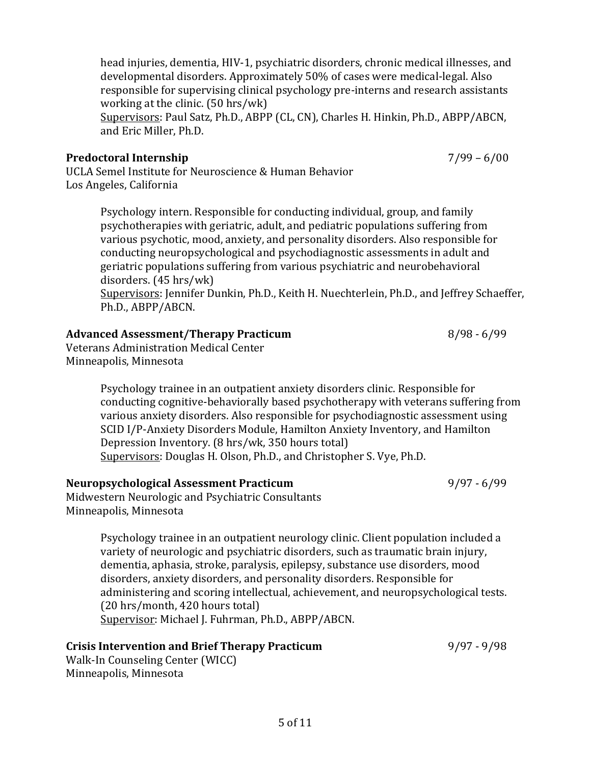head injuries, dementia, HIV-1, psychiatric disorders, chronic medical illnesses, and developmental disorders. Approximately 50% of cases were medical-legal. Also responsible for supervising clinical psychology pre-interns and research assistants working at the clinic. (50 hrs/wk)
<u>Supervisors</u>: Paul Satz, Ph.D., ABPP (CL, CN), Charles H. Hinkin, Ph.D., ABPP/ABCN, and Eric Miller, Ph.D.

**Predoctoral Internship** 7/99 – 6/00
UCLA Semel Institute for Neuroscience & Human Behavior
Los Angeles, California

Psychology intern. Responsible for conducting individual, group, and family psychotherapies with geriatric, adult, and pediatric populations suffering from various psychotic, mood, anxiety, and personality disorders. Also responsible for conducting neuropsychological and psychodiagnostic assessments in adult and geriatric populations suffering from various psychiatric and neurobehavioral disorders. (45 hrs/wk)
<u>Supervisors</u>: Jennifer Dunkin, Ph.D., Keith H. Nuechterlein, Ph.D., and Jeffrey Schaeffer, Ph.D., ABPP/ABCN.

**Advanced Assessment/Therapy Practicum** 8/98 - 6/99
Veterans Administration Medical Center
Minneapolis, Minnesota

Psychology trainee in an outpatient anxiety disorders clinic. Responsible for conducting cognitive-behaviorally based psychotherapy with veterans suffering from various anxiety disorders. Also responsible for psychodiagnostic assessment using SCID I/P-Anxiety Disorders Module, Hamilton Anxiety Inventory, and Hamilton Depression Inventory. (8 hrs/wk, 350 hours total)
<u>Supervisors</u>: Douglas H. Olson, Ph.D., and Christopher S. Vye, Ph.D.

**Neuropsychological Assessment Practicum** 9/97 - 6/99
Midwestern Neurologic and Psychiatric Consultants
Minneapolis, Minnesota

Psychology trainee in an outpatient neurology clinic. Client population included a variety of neurologic and psychiatric disorders, such as traumatic brain injury, dementia, aphasia, stroke, paralysis, epilepsy, substance use disorders, mood disorders, anxiety disorders, and personality disorders. Responsible for administering and scoring intellectual, achievement, and neuropsychological tests. (20 hrs/month, 420 hours total)
<u>Supervisor</u>: Michael J. Fuhrman, Ph.D., ABPP/ABCN.

**Crisis Intervention and Brief Therapy Practicum** 9/97 - 9/98
Walk-In Counseling Center (WICC)
Minneapolis, Minnesota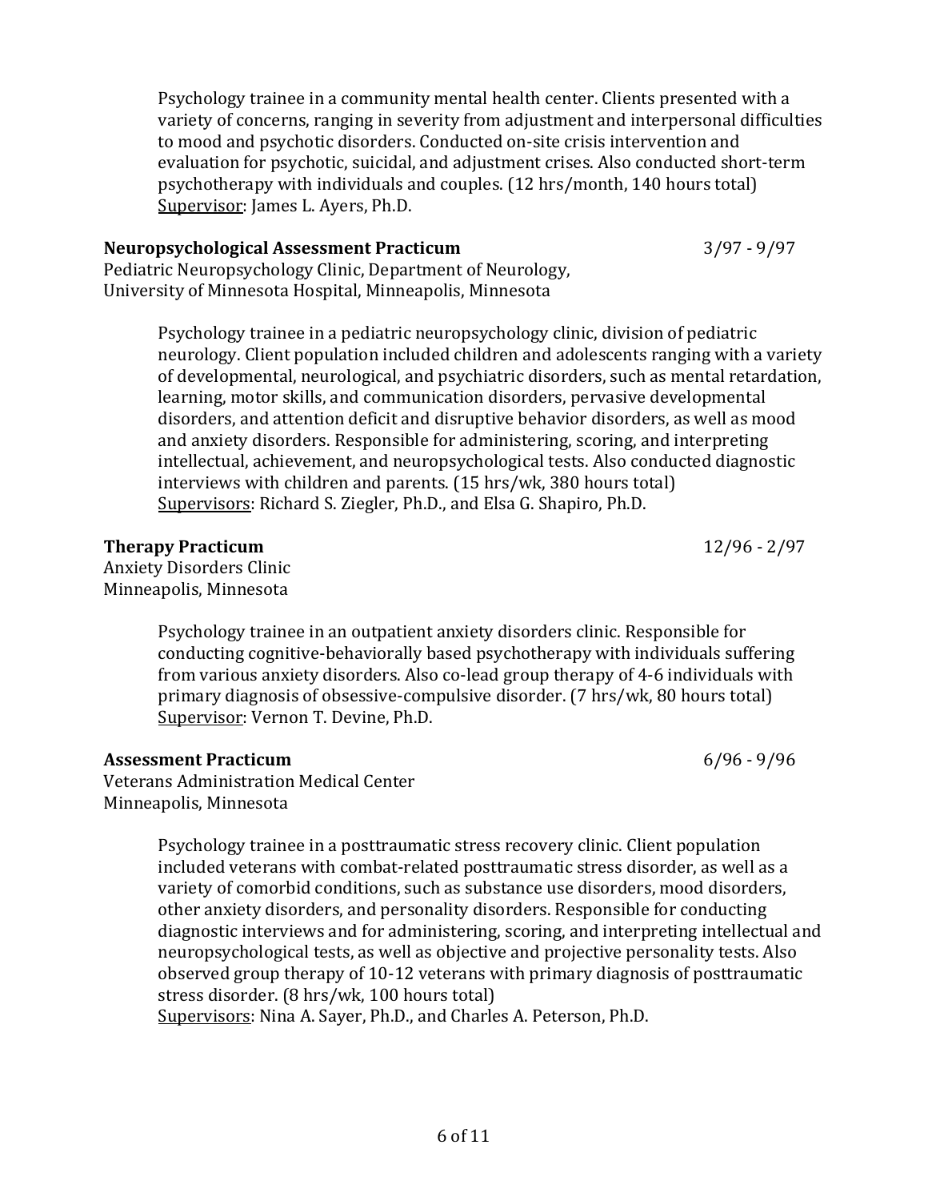Psychology trainee in a community mental health center. Clients presented with a variety of concerns, ranging in severity from adjustment and interpersonal difficulties to mood and psychotic disorders. Conducted on-site crisis intervention and evaluation for psychotic, suicidal, and adjustment crises. Also conducted short-term psychotherapy with individuals and couples. (12 hrs/month, 140 hours total)
Supervisor: James L. Ayers, Ph.D.

**Neuropsychological Assessment Practicum** 3/97 - 9/97
Pediatric Neuropsychology Clinic, Department of Neurology,
University of Minnesota Hospital, Minneapolis, Minnesota

Psychology trainee in a pediatric neuropsychology clinic, division of pediatric neurology. Client population included children and adolescents ranging with a variety of developmental, neurological, and psychiatric disorders, such as mental retardation, learning, motor skills, and communication disorders, pervasive developmental disorders, and attention deficit and disruptive behavior disorders, as well as mood and anxiety disorders. Responsible for administering, scoring, and interpreting intellectual, achievement, and neuropsychological tests. Also conducted diagnostic interviews with children and parents. (15 hrs/wk, 380 hours total)
Supervisors: Richard S. Ziegler, Ph.D., and Elsa G. Shapiro, Ph.D.

**Therapy Practicum** 12/96 - 2/97
Anxiety Disorders Clinic
Minneapolis, Minnesota

Psychology trainee in an outpatient anxiety disorders clinic. Responsible for conducting cognitive-behaviorally based psychotherapy with individuals suffering from various anxiety disorders. Also co-lead group therapy of 4-6 individuals with primary diagnosis of obsessive-compulsive disorder. (7 hrs/wk, 80 hours total)
Supervisor: Vernon T. Devine, Ph.D.

**Assessment Practicum** 6/96 - 9/96
Veterans Administration Medical Center
Minneapolis, Minnesota

Psychology trainee in a posttraumatic stress recovery clinic. Client population included veterans with combat-related posttraumatic stress disorder, as well as a variety of comorbid conditions, such as substance use disorders, mood disorders, other anxiety disorders, and personality disorders. Responsible for conducting diagnostic interviews and for administering, scoring, and interpreting intellectual and neuropsychological tests, as well as objective and projective personality tests. Also observed group therapy of 10-12 veterans with primary diagnosis of posttraumatic stress disorder. (8 hrs/wk, 100 hours total)
Supervisors: Nina A. Sayer, Ph.D., and Charles A. Peterson, Ph.D.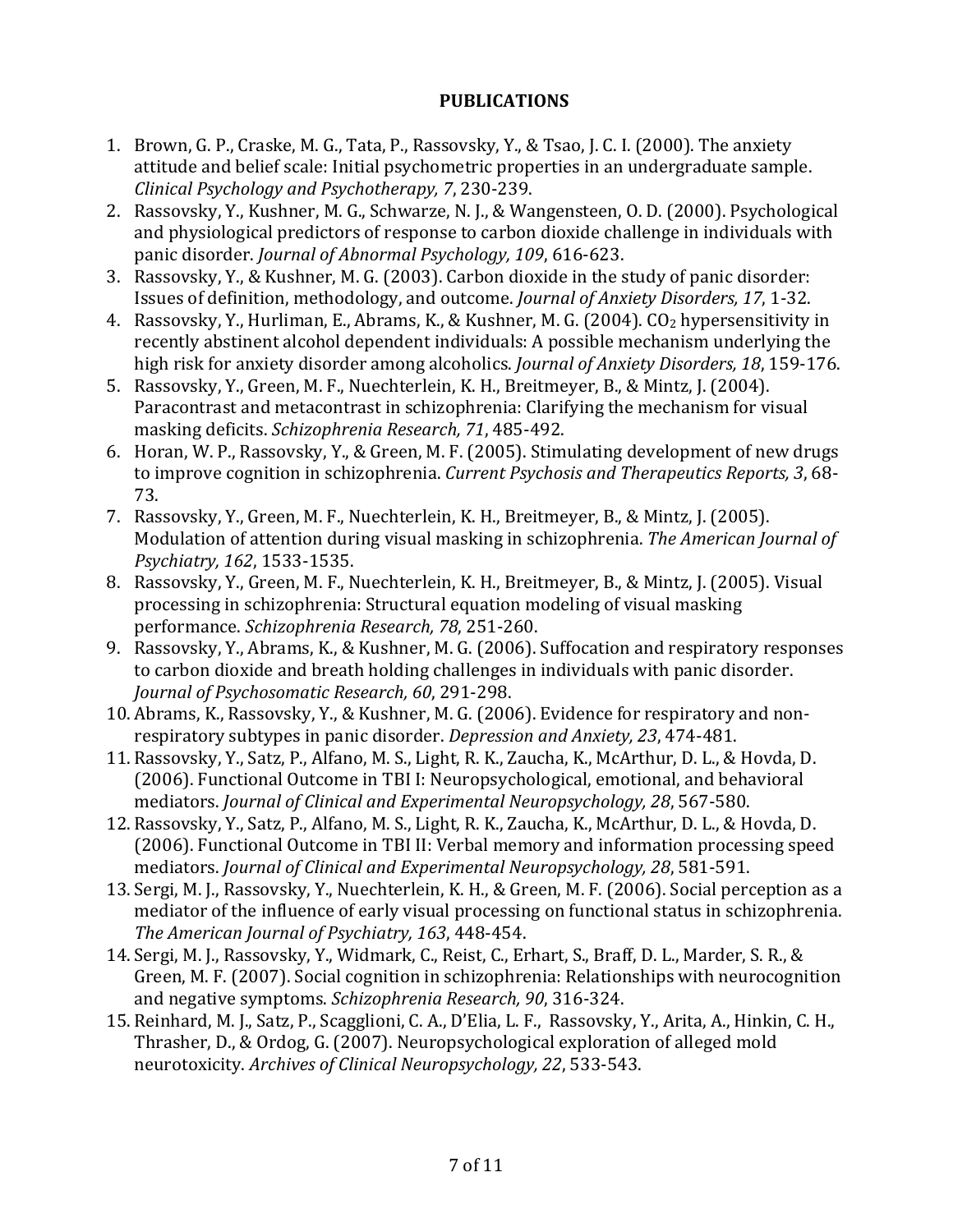## PUBLICATIONS

1. Brown, G. P., Craske, M. G., Tata, P., Rassovsky, Y., & Tsao, J. C. I. (2000). The anxiety attitude and belief scale: Initial psychometric properties in an undergraduate sample. *Clinical Psychology and Psychotherapy, 7*, 230-239.
2. Rassovsky, Y., Kushner, M. G., Schwarze, N. J., & Wangensteen, O. D. (2000). Psychological and physiological predictors of response to carbon dioxide challenge in individuals with panic disorder. *Journal of Abnormal Psychology, 109*, 616-623.
3. Rassovsky, Y., & Kushner, M. G. (2003). Carbon dioxide in the study of panic disorder: Issues of definition, methodology, and outcome. *Journal of Anxiety Disorders, 17*, 1-32.
4. Rassovsky, Y., Hurliman, E., Abrams, K., & Kushner, M. G. (2004). $CO_2$ hypersensitivity in recently abstinent alcohol dependent individuals: A possible mechanism underlying the high risk for anxiety disorder among alcoholics. *Journal of Anxiety Disorders, 18*, 159-176.
5. Rassovsky, Y., Green, M. F., Nuechterlein, K. H., Breitmeyer, B., & Mintz, J. (2004). Paracontrast and metacontrast in schizophrenia: Clarifying the mechanism for visual masking deficits. *Schizophrenia Research, 71*, 485-492.
6. Horan, W. P., Rassovsky, Y., & Green, M. F. (2005). Stimulating development of new drugs to improve cognition in schizophrenia. *Current Psychosis and Therapeutics Reports, 3*, 68-73.
7. Rassovsky, Y., Green, M. F., Nuechterlein, K. H., Breitmeyer, B., & Mintz, J. (2005). Modulation of attention during visual masking in schizophrenia. *The American Journal of Psychiatry, 162*, 1533-1535.
8. Rassovsky, Y., Green, M. F., Nuechterlein, K. H., Breitmeyer, B., & Mintz, J. (2005). Visual processing in schizophrenia: Structural equation modeling of visual masking performance. *Schizophrenia Research, 78*, 251-260.
9. Rassovsky, Y., Abrams, K., & Kushner, M. G. (2006). Suffocation and respiratory responses to carbon dioxide and breath holding challenges in individuals with panic disorder. *Journal of Psychosomatic Research, 60*, 291-298.
10. Abrams, K., Rassovsky, Y., & Kushner, M. G. (2006). Evidence for respiratory and non-respiratory subtypes in panic disorder. *Depression and Anxiety, 23*, 474-481.
11. Rassovsky, Y., Satz, P., Alfano, M. S., Light, R. K., Zaucha, K., McArthur, D. L., & Hovda, D. (2006). Functional Outcome in TBI I: Neuropsychological, emotional, and behavioral mediators. *Journal of Clinical and Experimental Neuropsychology, 28*, 567-580.
12. Rassovsky, Y., Satz, P., Alfano, M. S., Light, R. K., Zaucha, K., McArthur, D. L., & Hovda, D. (2006). Functional Outcome in TBI II: Verbal memory and information processing speed mediators. *Journal of Clinical and Experimental Neuropsychology, 28*, 581-591.
13. Sergi, M. J., Rassovsky, Y., Nuechterlein, K. H., & Green, M. F. (2006). Social perception as a mediator of the influence of early visual processing on functional status in schizophrenia. *The American Journal of Psychiatry, 163*, 448-454.
14. Sergi, M. J., Rassovsky, Y., Widmark, C., Reist, C., Erhart, S., Braff, D. L., Marder, S. R., & Green, M. F. (2007). Social cognition in schizophrenia: Relationships with neurocognition and negative symptoms. *Schizophrenia Research, 90*, 316-324.
15. Reinhard, M. J., Satz, P., Scaglioni, C. A., D'Elia, L. F., Rassovsky, Y., Arita, A., Hinkin, C. H., Thrasher, D., & Ordog, G. (2007). Neuropsychological exploration of alleged mold neurotoxicity. *Archives of Clinical Neuropsychology, 22*, 533-543.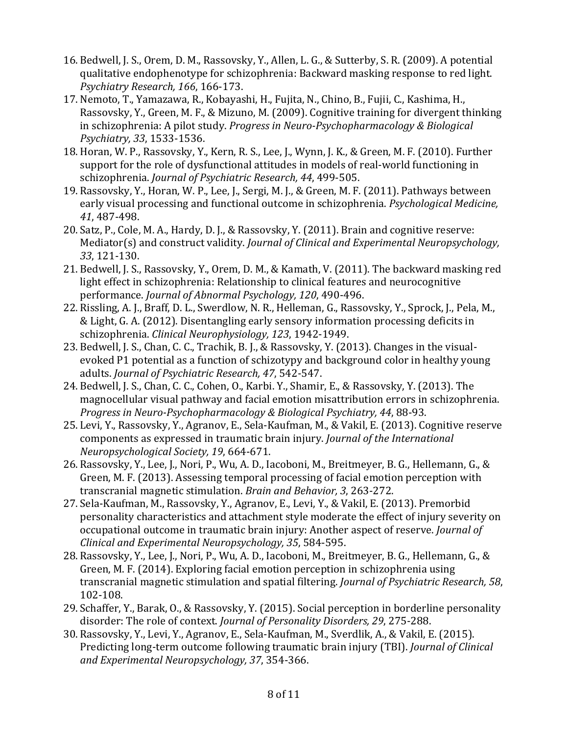16. Bedwell, J. S., Orem, D. M., Rassovsky, Y., Allen, L. G., & Sutterby, S. R. (2009). A potential qualitative endophenotype for schizophrenia: Backward masking response to red light. *Psychiatry Research, 166*, 166-173.
17. Nemoto, T., Yamazawa, R., Kobayashi, H., Fujita, N., Chino, B., Fujii, C., Kashima, H., Rassovsky, Y., Green, M. F., & Mizuno, M. (2009). Cognitive training for divergent thinking in schizophrenia: A pilot study. *Progress in Neuro-Psychopharmacology & Biological Psychiatry, 33*, 1533-1536.
18. Horan, W. P., Rassovsky, Y., Kern, R. S., Lee, J., Wynn, J. K., & Green, M. F. (2010). Further support for the role of dysfunctional attitudes in models of real-world functioning in schizophrenia. *Journal of Psychiatric Research, 44*, 499-505.
19. Rassovsky, Y., Horan, W. P., Lee, J., Sergi, M. J., & Green, M. F. (2011). Pathways between early visual processing and functional outcome in schizophrenia. *Psychological Medicine, 41*, 487-498.
20. Satz, P., Cole, M. A., Hardy, D. J., & Rassovsky, Y. (2011). Brain and cognitive reserve: Mediator(s) and construct validity. *Journal of Clinical and Experimental Neuropsychology, 33*, 121-130.
21. Bedwell, J. S., Rassovsky, Y., Orem, D. M., & Kamath, V. (2011). The backward masking red light effect in schizophrenia: Relationship to clinical features and neurocognitive performance. *Journal of Abnormal Psychology, 120*, 490-496.
22. Rissling, A. J., Braff, D. L., Swerdlow, N. R., Helleman, G., Rassovsky, Y., Sprock, J., Pela, M., & Light, G. A. (2012). Disentangling early sensory information processing deficits in schizophrenia. *Clinical Neurophysiology, 123*, 1942-1949.
23. Bedwell, J. S., Chan, C. C., Trachik, B. J., & Rassovsky, Y. (2013). Changes in the visual-evoked P1 potential as a function of schizotypy and background color in healthy young adults. *Journal of Psychiatric Research, 47*, 542-547.
24. Bedwell, J. S., Chan, C. C., Cohen, O., Karbi. Y., Shamir, E., & Rassovsky, Y. (2013). The magnocellular visual pathway and facial emotion misattribution errors in schizophrenia. *Progress in Neuro-Psychopharmacology & Biological Psychiatry, 44*, 88-93.
25. Levi, Y., Rassovsky, Y., Agranov, E., Sela-Kaufman, M., & Vakil, E. (2013). Cognitive reserve components as expressed in traumatic brain injury. *Journal of the International Neuropsychological Society, 19*, 664-671.
26. Rassovsky, Y., Lee, J., Nori, P., Wu, A. D., Iacoboni, M., Breitmeyer, B. G., Hellemann, G., & Green, M. F. (2013). Assessing temporal processing of facial emotion perception with transcranial magnetic stimulation. *Brain and Behavior, 3*, 263-272.
27. Sela-Kaufman, M., Rassovsky, Y., Agranov, E., Levi, Y., & Vakil, E. (2013). Premorbid personality characteristics and attachment style moderate the effect of injury severity on occupational outcome in traumatic brain injury: Another aspect of reserve. *Journal of Clinical and Experimental Neuropsychology, 35*, 584-595.
28. Rassovsky, Y., Lee, J., Nori, P., Wu, A. D., Iacoboni, M., Breitmeyer, B. G., Hellemann, G., & Green, M. F. (2014). Exploring facial emotion perception in schizophrenia using transcranial magnetic stimulation and spatial filtering. *Journal of Psychiatric Research, 58*, 102-108.
29. Schaffer, Y., Barak, O., & Rassovsky, Y. (2015). Social perception in borderline personality disorder: The role of context. *Journal of Personality Disorders, 29*, 275-288.
30. Rassovsky, Y., Levi, Y., Agranov, E., Sela-Kaufman, M., Sverdlik, A., & Vakil, E. (2015). Predicting long-term outcome following traumatic brain injury (TBI). *Journal of Clinical and Experimental Neuropsychology, 37*, 354-366.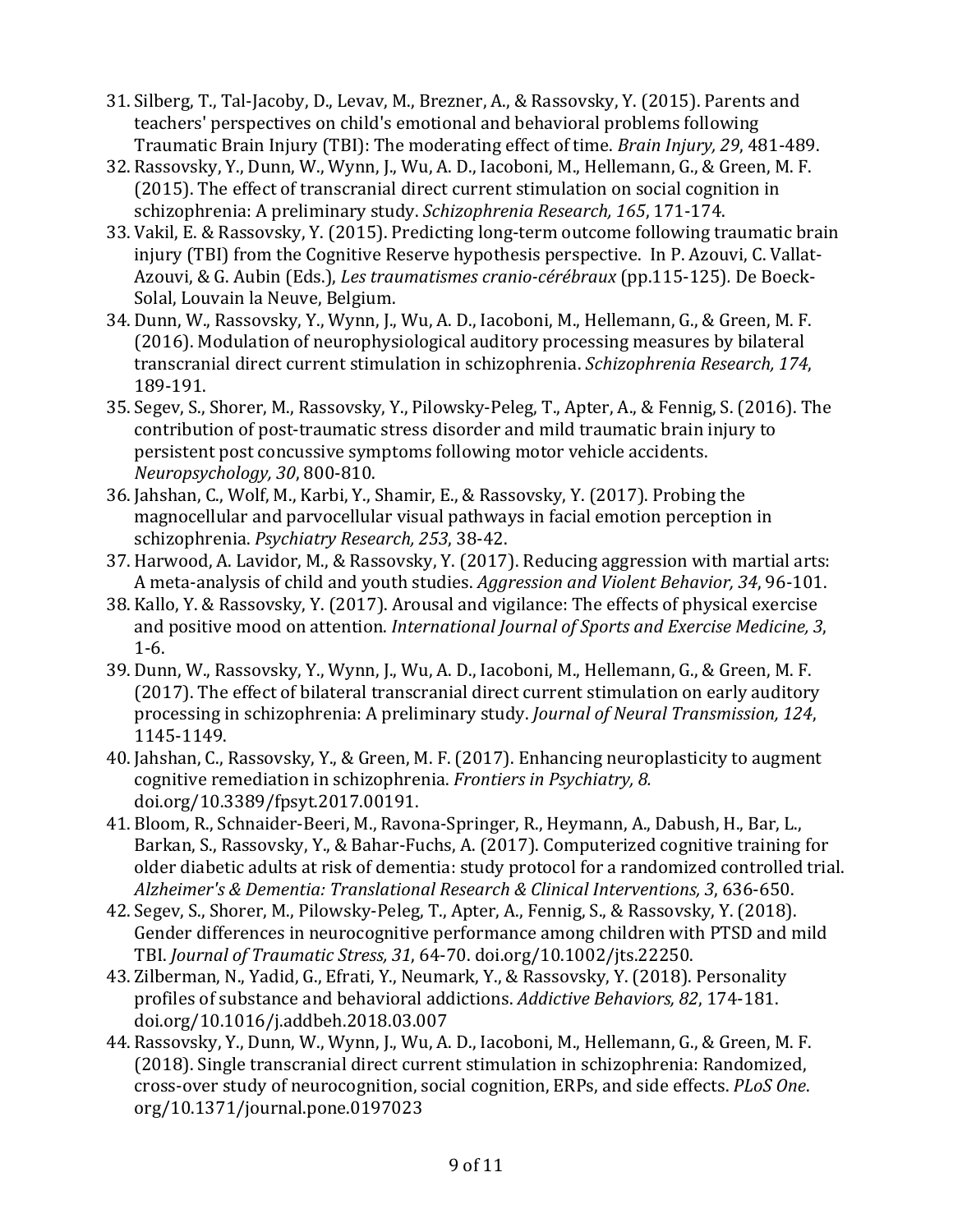31. Silberg, T., Tal-Jacoby, D., Levav, M., Brezner, A., & Rassovsky, Y. (2015). Parents and teachers' perspectives on child's emotional and behavioral problems following Traumatic Brain Injury (TBI): The moderating effect of time. *Brain Injury, 29*, 481-489.
32. Rassovsky, Y., Dunn, W., Wynn, J., Wu, A. D., Iacoboni, M., Hellemann, G., & Green, M. F. (2015). The effect of transcranial direct current stimulation on social cognition in schizophrenia: A preliminary study. *Schizophrenia Research, 165*, 171-174.
33. Vakil, E. & Rassovsky, Y. (2015). Predicting long-term outcome following traumatic brain injury (TBI) from the Cognitive Reserve hypothesis perspective. In P. Azouvi, C. Vallat-Azouvi, & G. Aubin (Eds.), *Les traumatismes cranio-cérébraux* (pp.115-125). De Boeck-Solal, Louvain la Neuve, Belgium.
34. Dunn, W., Rassovsky, Y., Wynn, J., Wu, A. D., Iacoboni, M., Hellemann, G., & Green, M. F. (2016). Modulation of neurophysiological auditory processing measures by bilateral transcranial direct current stimulation in schizophrenia. *Schizophrenia Research, 174*, 189-191.
35. Segev, S., Shorer, M., Rassovsky, Y., Pilowsky-Peleg, T., Apter, A., & Fennig, S. (2016). The contribution of post-traumatic stress disorder and mild traumatic brain injury to persistent post concussive symptoms following motor vehicle accidents. *Neuropsychology, 30*, 800-810.
36. Jahshan, C., Wolf, M., Karbi, Y., Shamir, E., & Rassovsky, Y. (2017). Probing the magnocellular and parvocellular visual pathways in facial emotion perception in schizophrenia. *Psychiatry Research, 253*, 38-42.
37. Harwood, A. Lavidor, M., & Rassovsky, Y. (2017). Reducing aggression with martial arts: A meta-analysis of child and youth studies. *Aggression and Violent Behavior, 34*, 96-101.
38. Kallo, Y. & Rassovsky, Y. (2017). Arousal and vigilance: The effects of physical exercise and positive mood on attention. *International Journal of Sports and Exercise Medicine, 3*, 1-6.
39. Dunn, W., Rassovsky, Y., Wynn, J., Wu, A. D., Iacoboni, M., Hellemann, G., & Green, M. F. (2017). The effect of bilateral transcranial direct current stimulation on early auditory processing in schizophrenia: A preliminary study. *Journal of Neural Transmission, 124*, 1145-1149.
40. Jahshan, C., Rassovsky, Y., & Green, M. F. (2017). Enhancing neuroplasticity to augment cognitive remediation in schizophrenia. *Frontiers in Psychiatry, 8.* doi.org/10.3389/fpsyt.2017.00191.
41. Bloom, R., Schnaider-Beeri, M., Ravona-Springer, R., Heymann, A., Dabush, H., Bar, L., Barkan, S., Rassovsky, Y., & Bahar-Fuchs, A. (2017). Computerized cognitive training for older diabetic adults at risk of dementia: study protocol for a randomized controlled trial. *Alzheimer's & Dementia: Translational Research & Clinical Interventions, 3*, 636-650.
42. Segev, S., Shorer, M., Pilowsky-Peleg, T., Apter, A., Fennig, S., & Rassovsky, Y. (2018). Gender differences in neurocognitive performance among children with PTSD and mild TBI. *Journal of Traumatic Stress, 31*, 64-70. doi.org/10.1002/jts.22250.
43. Zilberman, N., Yadid, G., Efrati, Y., Neumark, Y., & Rassovsky, Y. (2018). Personality profiles of substance and behavioral addictions. *Addictive Behaviors, 82*, 174-181. doi.org/10.1016/j.addbeh.2018.03.007
44. Rassovsky, Y., Dunn, W., Wynn, J., Wu, A. D., Iacoboni, M., Hellemann, G., & Green, M. F. (2018). Single transcranial direct current stimulation in schizophrenia: Randomized, cross-over study of neurocognition, social cognition, ERPs, and side effects. *PLoS One*. org/10.1371/journal.pone.0197023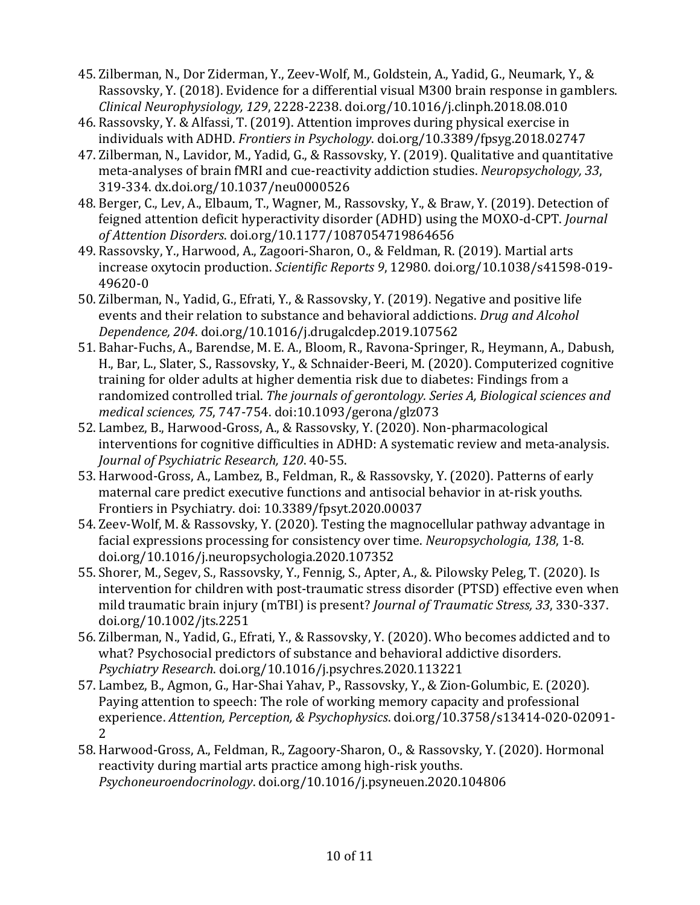45. Zilberman, N., Dor Ziderman, Y., Zeev-Wolf, M., Goldstein, A., Yadid, G., Neumark, Y., & Rassovsky, Y. (2018). Evidence for a differential visual M300 brain response in gamblers. *Clinical Neurophysiology, 129*, 2228-2238. doi.org/10.1016/j.clinph.2018.08.010
46. Rassovsky, Y. & Alfassi, T. (2019). Attention improves during physical exercise in individuals with ADHD. *Frontiers in Psychology*. doi.org/10.3389/fpsyg.2018.02747
47. Zilberman, N., Lavidor, M., Yadid, G., & Rassovsky, Y. (2019). Qualitative and quantitative meta-analyses of brain fMRI and cue-reactivity addiction studies. *Neuropsychology, 33*, 319-334. dx.doi.org/10.1037/neu0000526
48. Berger, C., Lev, A., Elbaum, T., Wagner, M., Rassovsky, Y., & Braw, Y. (2019). Detection of feigned attention deficit hyperactivity disorder (ADHD) using the MOXO-d-CPT. *Journal of Attention Disorders*. doi.org/10.1177/1087054719864656
49. Rassovsky, Y., Harwood, A., Zagoori-Sharon, O., & Feldman, R. (2019). Martial arts increase oxytocin production. *Scientific Reports 9*, 12980. doi.org/10.1038/s41598-019-49620-0
50. Zilberman, N., Yadid, G., Efrati, Y., & Rassovsky, Y. (2019). Negative and positive life events and their relation to substance and behavioral addictions. *Drug and Alcohol Dependence, 204*. doi.org/10.1016/j.drugalcdep.2019.107562
51. Bahar-Fuchs, A., Barendse, M. E. A., Bloom, R., Ravona-Springer, R., Heymann, A., Dabush, H., Bar, L., Slater, S., Rassovsky, Y., & Schnaider-Beeri, M. (2020). Computerized cognitive training for older adults at higher dementia risk due to diabetes: Findings from a randomized controlled trial. *The journals of gerontology. Series A, Biological sciences and medical sciences, 75*, 747-754. doi:10.1093/gerona/glz073
52. Lambez, B., Harwood-Gross, A., & Rassovsky, Y. (2020). Non-pharmacological interventions for cognitive difficulties in ADHD: A systematic review and meta-analysis. *Journal of Psychiatric Research, 120*. 40-55.
53. Harwood-Gross, A., Lambez, B., Feldman, R., & Rassovsky, Y. (2020). Patterns of early maternal care predict executive functions and antisocial behavior in at-risk youths. Frontiers in Psychiatry. doi: 10.3389/fpsyt.2020.00037
54. Zeev-Wolf, M. & Rassovsky, Y. (2020). Testing the magnocellular pathway advantage in facial expressions processing for consistency over time. *Neuropsychologia, 138*, 1-8. doi.org/10.1016/j.neuropsychologia.2020.107352
55. Shorer, M., Segev, S., Rassovsky, Y., Fennig, S., Apter, A., &. Pilowsky Peleg, T. (2020). Is intervention for children with post-traumatic stress disorder (PTSD) effective even when mild traumatic brain injury (mTBI) is present? *Journal of Traumatic Stress, 33*, 330-337. doi.org/10.1002/jts.2251
56. Zilberman, N., Yadid, G., Efrati, Y., & Rassovsky, Y. (2020). Who becomes addicted and to what? Psychosocial predictors of substance and behavioral addictive disorders. *Psychiatry Research*. doi.org/10.1016/j.psychres.2020.113221
57. Lambez, B., Agmon, G., Har-Shai Yahav, P., Rassovsky, Y., & Zion-Golumbic, E. (2020). Paying attention to speech: The role of working memory capacity and professional experience. *Attention, Perception, & Psychophysics*. doi.org/10.3758/s13414-020-02091-2
58. Harwood-Gross, A., Feldman, R., Zagoory-Sharon, O., & Rassovsky, Y. (2020). Hormonal reactivity during martial arts practice among high-risk youths. *Psychoneuroendocrinology*. doi.org/10.1016/j.psyneuen.2020.104806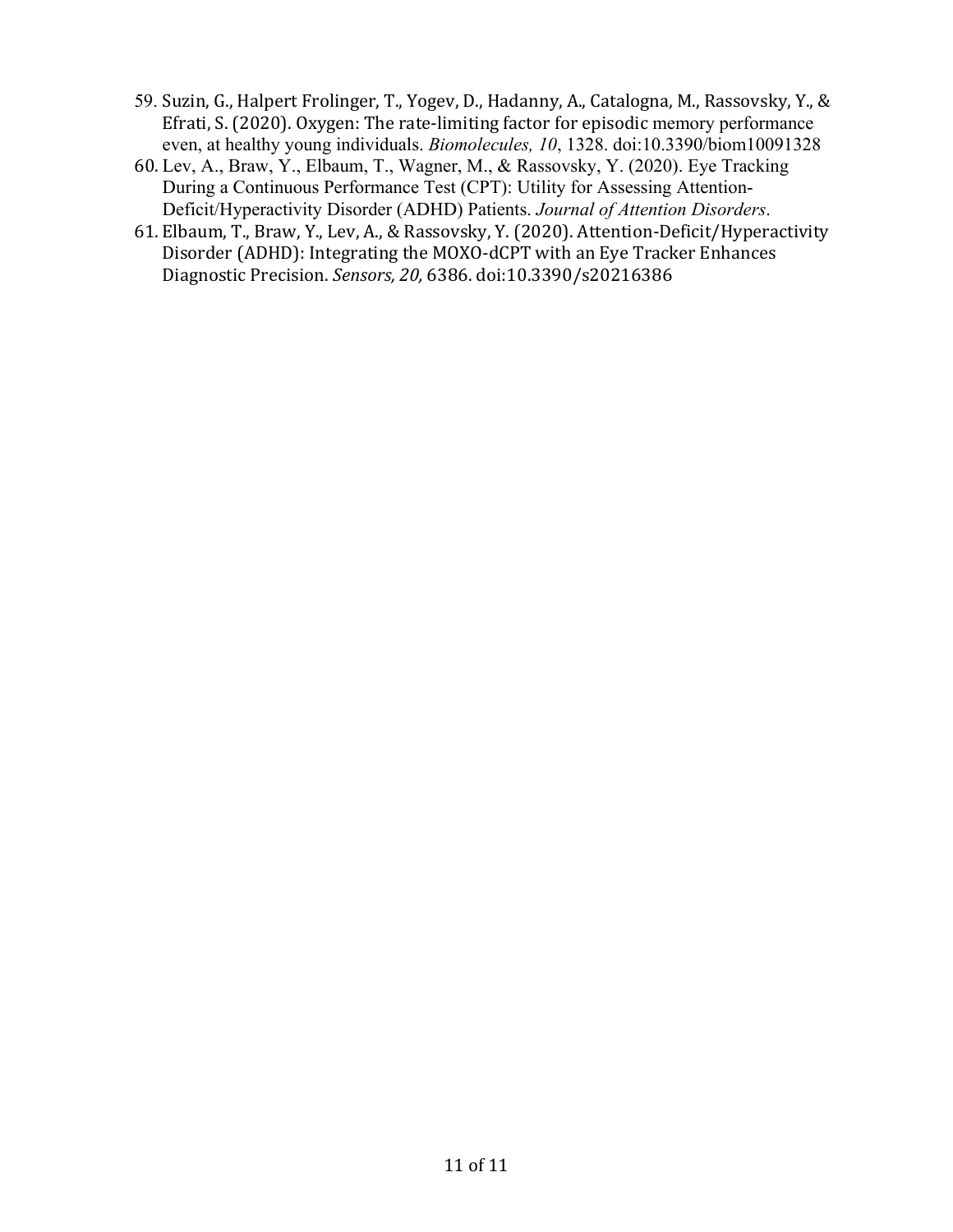59. Suzin, G., Halpert Frolinger, T., Yogev, D., Hadanny, A., Catalogna, M., Rassovsky, Y., & Efrati, S. (2020). Oxygen: The rate-limiting factor for episodic memory performance even, at healthy young individuals. *Biomolecules, 10*, 1328. doi:10.3390/biom10091328
60. Lev, A., Braw, Y., Elbaum, T., Wagner, M., & Rassovsky, Y. (2020). Eye Tracking During a Continuous Performance Test (CPT): Utility for Assessing Attention-Deficit/Hyperactivity Disorder (ADHD) Patients. *Journal of Attention Disorders*.
61. Elbaum, T., Braw, Y., Lev, A., & Rassovsky, Y. (2020). Attention-Deficit/Hyperactivity Disorder (ADHD): Integrating the MOXO-dCPT with an Eye Tracker Enhances Diagnostic Precision. *Sensors, 20,* 6386. doi:10.3390/s20216386